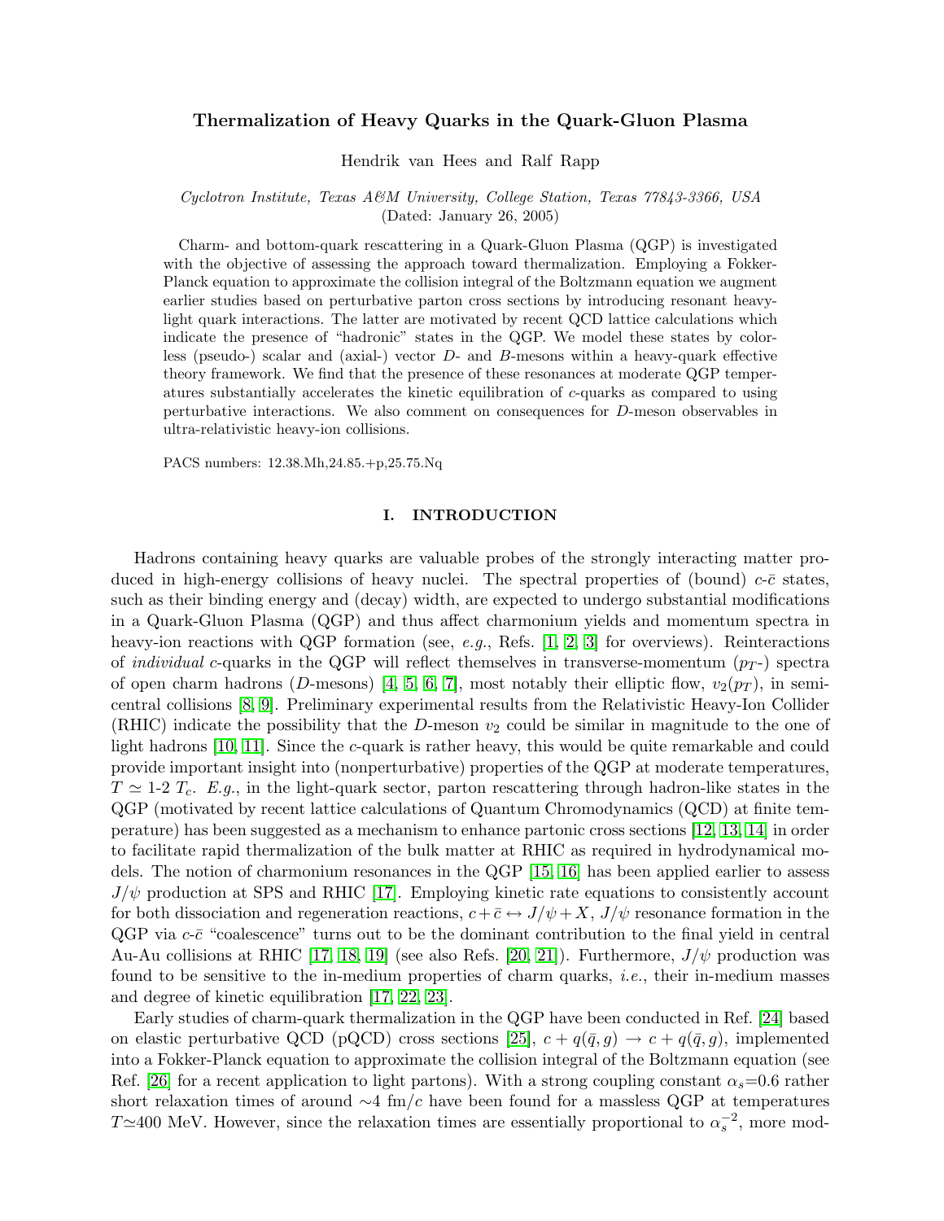# Thermalization of Heavy Quarks in the Quark-Gluon Plasma

Hendrik van Hees and Ralf Rapp

*Cyclotron Institute, Texas A&M University, College Station, Texas 77843-3366, USA*
(Dated: January 26, 2005)

Charm- and bottom-quark rescattering in a Quark-Gluon Plasma (QGP) is investigated with the objective of assessing the approach toward thermalization. Employing a Fokker-Planck equation to approximate the collision integral of the Boltzmann equation we augment earlier studies based on perturbative parton cross sections by introducing resonant heavy-light quark interactions. The latter are motivated by recent QCD lattice calculations which indicate the presence of "hadronic" states in the QGP. We model these states by colorless (pseudo-) scalar and (axial-) vector $D$- and $B$-mesons within a heavy-quark effective theory framework. We find that the presence of these resonances at moderate QGP temperatures substantially accelerates the kinetic equilibration of $c$-quarks as compared to using perturbative interactions. We also comment on consequences for $D$-meson observables in ultra-relativistic heavy-ion collisions.

PACS numbers: 12.38.Mh,24.85.+p,25.75.Nq

## I. INTRODUCTION

Hadrons containing heavy quarks are valuable probes of the strongly interacting matter produced in high-energy collisions of heavy nuclei. The spectral properties of (bound) $c$-$\bar{c}$ states, such as their binding energy and (decay) width, are expected to undergo substantial modifications in a Quark-Gluon Plasma (QGP) and thus affect charmonium yields and momentum spectra in heavy-ion reactions with QGP formation (see, *e.g.*, Refs. [1, 2, 3] for overviews). Reinteractions of *individual* $c$-quarks in the QGP will reflect themselves in transverse-momentum ($p_T$-) spectra of open charm hadrons ($D$-mesons) [4, 5, 6, 7], most notably their elliptic flow, $v_2(p_T)$, in semi-central collisions [8, 9]. Preliminary experimental results from the Relativistic Heavy-Ion Collider (RHIC) indicate the possibility that the $D$-meson $v_2$ could be similar in magnitude to the one of light hadrons [10, 11]. Since the $c$-quark is rather heavy, this would be quite remarkable and could provide important insight into (nonperturbative) properties of the QGP at moderate temperatures, $T \simeq$ 1-2 $T_c$. *E.g.*, in the light-quark sector, parton rescattering through hadron-like states in the QGP (motivated by recent lattice calculations of Quantum Chromodynamics (QCD) at finite temperature) has been suggested as a mechanism to enhance partonic cross sections [12, 13, 14] in order to facilitate rapid thermalization of the bulk matter at RHIC as required in hydrodynamical models. The notion of charmonium resonances in the QGP [15, 16] has been applied earlier to assess $J/\psi$ production at SPS and RHIC [17]. Employing kinetic rate equations to consistently account for both dissociation and regeneration reactions, $c+\bar{c} \leftrightarrow J/\psi + X$, $J/\psi$ resonance formation in the QGP via $c$-$\bar{c}$ "coalescence" turns out to be the dominant contribution to the final yield in central Au-Au collisions at RHIC [17, 18, 19] (see also Refs. [20, 21]). Furthermore, $J/\psi$ production was found to be sensitive to the in-medium properties of charm quarks, *i.e.*, their in-medium masses and degree of kinetic equilibration [17, 22, 23].

Early studies of charm-quark thermalization in the QGP have been conducted in Ref. [24] based on elastic perturbative QCD (pQCD) cross sections [25], $c + q(\bar{q}, g) \rightarrow c + q(\bar{q}, g)$, implemented into a Fokker-Planck equation to approximate the collision integral of the Boltzmann equation (see Ref. [26] for a recent application to light partons). With a strong coupling constant $\alpha_s$=0.6 rather short relaxation times of around $\sim$4 fm/$c$ have been found for a massless QGP at temperatures $T \simeq$400 MeV. However, since the relaxation times are essentially proportional to $\alpha_s^{-2}$, more mod-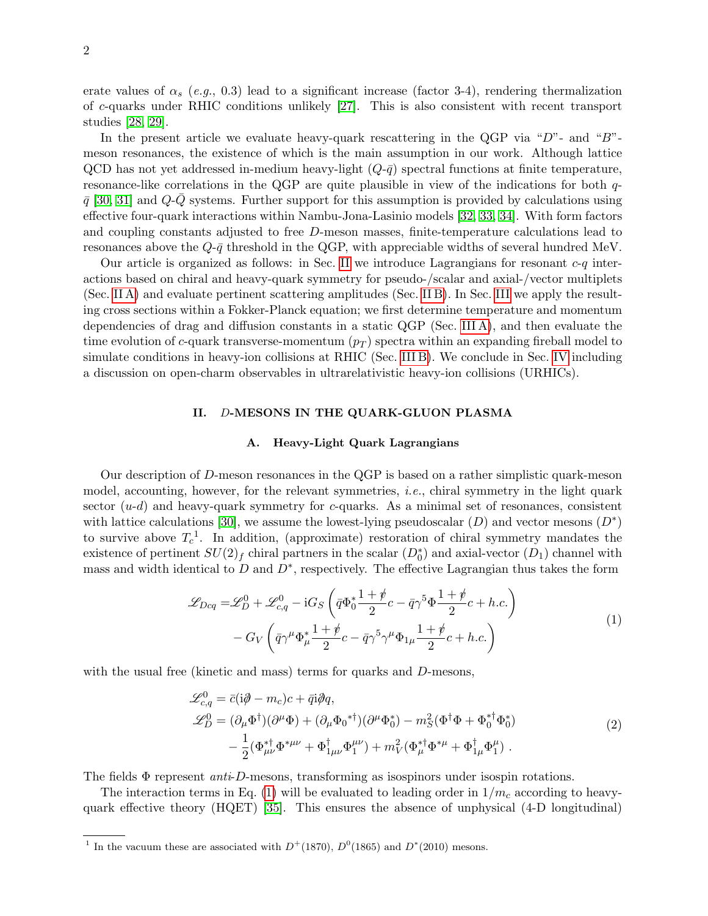erate values of $\alpha_s$ (*e.g.*, 0.3) lead to a significant increase (factor 3-4), rendering thermalization of $c$-quarks under RHIC conditions unlikely [27]. This is also consistent with recent transport studies [28, 29].

In the present article we evaluate heavy-quark rescattering in the QGP via "$D$"- and "$B$"-meson resonances, the existence of which is the main assumption in our work. Although lattice QCD has not yet addressed in-medium heavy-light ($Q$-$\bar{q}$) spectral functions at finite temperature, resonance-like correlations in the QGP are quite plausible in view of the indications for both $q$-$\bar{q}$ [30, 31] and $Q$-$\bar{Q}$ systems. Further support for this assumption is provided by calculations using effective four-quark interactions within Nambu-Jona-Lasinio models [32, 33, 34]. With form factors and coupling constants adjusted to free $D$-meson masses, finite-temperature calculations lead to resonances above the $Q$-$\bar{q}$ threshold in the QGP, with appreciable widths of several hundred MeV.

Our article is organized as follows: in Sec. II we introduce Lagrangians for resonant $c$-$q$ interactions based on chiral and heavy-quark symmetry for pseudo-/scalar and axial-/vector multiplets (Sec. II A) and evaluate pertinent scattering amplitudes (Sec. II B). In Sec. III we apply the resulting cross sections within a Fokker-Planck equation; we first determine temperature and momentum dependencies of drag and diffusion constants in a static QGP (Sec. III A), and then evaluate the time evolution of $c$-quark transverse-momentum ($p_T$) spectra within an expanding fireball model to simulate conditions in heavy-ion collisions at RHIC (Sec. III B). We conclude in Sec. IV including a discussion on open-charm observables in ultrarelativistic heavy-ion collisions (URHICs).

## II. $D$-MESONS IN THE QUARK-GLUON PLASMA

### A. Heavy-Light Quark Lagrangians

Our description of $D$-meson resonances in the QGP is based on a rather simplistic quark-meson model, accounting, however, for the relevant symmetries, *i.e.*, chiral symmetry in the light quark sector ($u$-$d$) and heavy-quark symmetry for $c$-quarks. As a minimal set of resonances, consistent with lattice calculations [30], we assume the lowest-lying pseudoscalar ($D$) and vector mesons ($D^*$) to survive above $T_c$[1]. In addition, (approximate) restoration of chiral symmetry mandates the existence of pertinent $SU(2)_f$ chiral partners in the scalar ($D^*_0$) and axial-vector ($D_1$) channel with mass and width identical to $D$ and $D^*$, respectively. The effective Lagrangian thus takes the form

$$
\begin{aligned}
\mathscr{L}_{Dcq} =& \mathscr{L}^0_D + \mathscr{L}^0_{c,q} - \mathrm{i}G_S\left(\bar{q}\Phi^*_0\frac{1+\not{v}}{2}c - \bar{q}\gamma^5\Phi\frac{1+\not{v}}{2}c + h.c.\right) \\
&- G_V\left(\bar{q}\gamma^\mu\Phi^*_\mu\frac{1+\not{v}}{2}c - \bar{q}\gamma^5\gamma^\mu\Phi_{1\mu}\frac{1+\not{v}}{2}c + h.c.\right)
\end{aligned}
\tag{1}
$$

with the usual free (kinetic and mass) terms for quarks and $D$-mesons,

$$
\begin{aligned}
\mathscr{L}^0_{c,q} &= \bar{c}(\mathrm{i}\not{\partial} - m_c)c + \bar{q}\mathrm{i}\not{\partial}q, \\
\mathscr{L}^0_D &= (\partial_\mu\Phi^\dagger)(\partial^\mu\Phi) + (\partial_\mu{\Phi_0}^{*\dagger})(\partial^\mu\Phi^*_0) - m_S^2(\Phi^\dagger\Phi + \Phi_0^{*\dagger}\Phi^*_0) \\
&\quad - \frac{1}{2}(\Phi^{*\dagger}_{\mu\nu}\Phi^{*\mu\nu} + \Phi^\dagger_{1\mu\nu}\Phi_1^{\mu\nu}) + m_V^2(\Phi^{*\dagger}_\mu\Phi^{*\mu} + \Phi^\dagger_{1\mu}\Phi_1^\mu)\ .
\end{aligned}
\tag{2}
$$

The fields $\Phi$ represent *anti*-$D$-mesons, transforming as isospinors under isospin rotations.

The interaction terms in Eq. (1) will be evaluated to leading order in $1/m_c$ according to heavy-quark effective theory (HQET) [35]. This ensures the absence of unphysical (4-D longitudinal)

[1] In the vacuum these are associated with $D^+(1870)$, $D^0(1865)$ and $D^*(2010)$ mesons.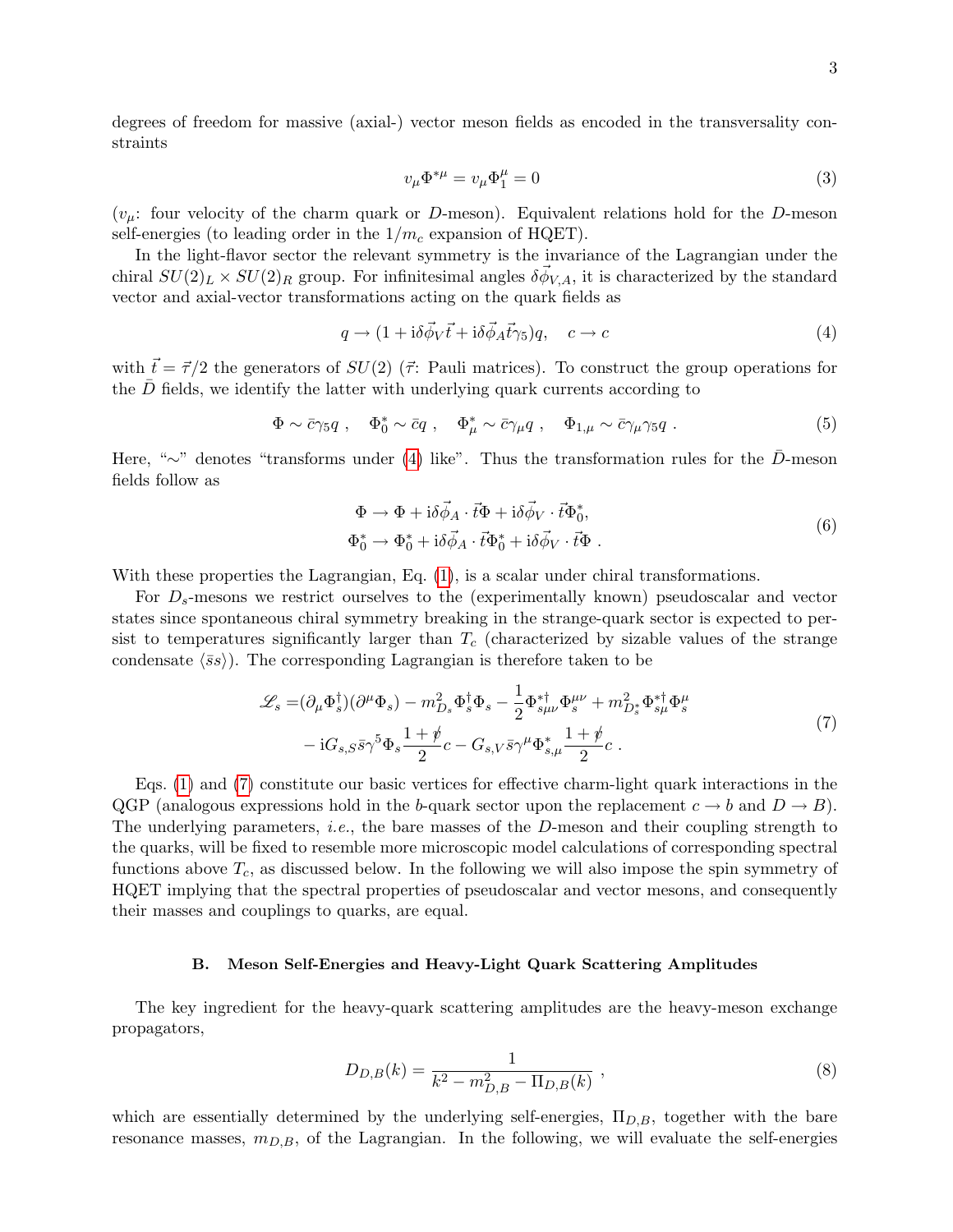degrees of freedom for massive (axial-) vector meson fields as encoded in the transversality constraints

$$v_\mu \Phi^{*\mu} = v_\mu \Phi_1^\mu = 0 \tag{3}$$

($v_\mu$: four velocity of the charm quark or $D$-meson). Equivalent relations hold for the $D$-meson self-energies (to leading order in the $1/m_c$ expansion of HQET).

In the light-flavor sector the relevant symmetry is the invariance of the Lagrangian under the chiral $SU(2)_L \times SU(2)_R$ group. For infinitesimal angles $\delta\vec{\phi}_{V,A}$, it is characterized by the standard vector and axial-vector transformations acting on the quark fields as

$$q \to (1 + \mathrm{i}\delta\vec{\phi}_V \vec{t} + \mathrm{i}\delta\vec{\phi}_A \vec{t}\gamma_5)q, \quad c \to c \tag{4}$$

with $\vec{t} = \vec{\tau}/2$ the generators of $SU(2)$ ($\vec{\tau}$: Pauli matrices). To construct the group operations for the $\bar{D}$ fields, we identify the latter with underlying quark currents according to

$$\Phi \sim \bar{c}\gamma_5 q \ , \quad \Phi_0^* \sim \bar{c}q \ , \quad \Phi_\mu^* \sim \bar{c}\gamma_\mu q \ , \quad \Phi_{1,\mu} \sim \bar{c}\gamma_\mu\gamma_5 q \ . \tag{5}$$

Here, "$\sim$" denotes "transforms under (4) like". Thus the transformation rules for the $\bar{D}$-meson fields follow as

$$\begin{aligned} \Phi &\to \Phi + \mathrm{i}\delta\vec{\phi}_A \cdot \vec{t}\Phi + \mathrm{i}\delta\vec{\phi}_V \cdot \vec{t}\Phi_0^*, \\ \Phi_0^* &\to \Phi_0^* + \mathrm{i}\delta\vec{\phi}_A \cdot \vec{t}\Phi_0^* + \mathrm{i}\delta\vec{\phi}_V \cdot \vec{t}\Phi \ . \end{aligned} \tag{6}$$

With these properties the Lagrangian, Eq. (1), is a scalar under chiral transformations.

For $D_s$-mesons we restrict ourselves to the (experimentally known) pseudoscalar and vector states since spontaneous chiral symmetry breaking in the strange-quark sector is expected to persist to temperatures significantly larger than $T_c$ (characterized by sizable values of the strange condensate $\langle \bar{s}s \rangle$). The corresponding Lagrangian is therefore taken to be

$$\begin{aligned} \mathscr{L}_s =& (\partial_\mu \Phi_s^\dagger)(\partial^\mu \Phi_s) - m_{D_s}^2 \Phi_s^\dagger \Phi_s - \frac{1}{2}\Phi_{s\mu\nu}^{*\dagger}\Phi_s^{\mu\nu} + m_{D_s^*}^2 \Phi_{s\mu}^{*\dagger}\Phi_s^\mu \\ &- \mathrm{i}G_{s,S}\bar{s}\gamma^5 \Phi_s \frac{1+\not{v}}{2}c - G_{s,V}\bar{s}\gamma^\mu \Phi_{s,\mu}^* \frac{1+\not{v}}{2}c \ . \end{aligned} \tag{7}$$

Eqs. (1) and (7) constitute our basic vertices for effective charm-light quark interactions in the QGP (analogous expressions hold in the $b$-quark sector upon the replacement $c \to b$ and $D \to B$). The underlying parameters, *i.e.*, the bare masses of the $D$-meson and their coupling strength to the quarks, will be fixed to resemble more microscopic model calculations of corresponding spectral functions above $T_c$, as discussed below. In the following we will also impose the spin symmetry of HQET implying that the spectral properties of pseudoscalar and vector mesons, and consequently their masses and couplings to quarks, are equal.

### B. Meson Self-Energies and Heavy-Light Quark Scattering Amplitudes

The key ingredient for the heavy-quark scattering amplitudes are the heavy-meson exchange propagators,

$$D_{D,B}(k) = \frac{1}{k^2 - m_{D,B}^2 - \Pi_{D,B}(k)} \ , \tag{8}$$

which are essentially determined by the underlying self-energies, $\Pi_{D,B}$, together with the bare resonance masses, $m_{D,B}$, of the Lagrangian. In the following, we will evaluate the self-energies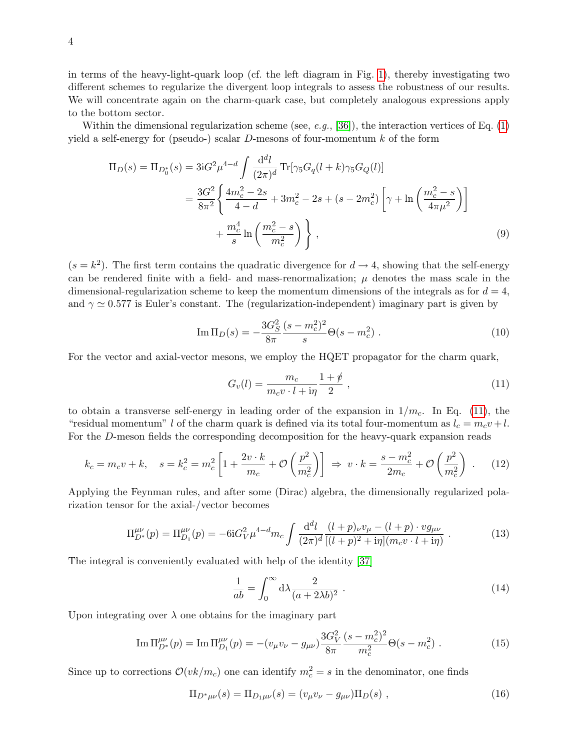in terms of the heavy-light-quark loop (cf. the left diagram in Fig. 1), thereby investigating two different schemes to regularize the divergent loop integrals to assess the robustness of our results. We will concentrate again on the charm-quark case, but completely analogous expressions apply to the bottom sector.

Within the dimensional regularization scheme (see, *e.g.*, [36]), the interaction vertices of Eq. (1) yield a self-energy for (pseudo-) scalar $D$-mesons of four-momentum $k$ of the form

$$
\begin{aligned}
\Pi_D(s) = \Pi_{D_0^*}(s) &= 3\mathrm{i}G^2\mu^{4-d}\int \frac{\mathrm{d}^d l}{(2\pi)^d}\,\mathrm{Tr}[\gamma_5 G_q(l+k)\gamma_5 G_Q(l)] \\
&= \frac{3G^2}{8\pi^2}\left\{\frac{4m_c^2-2s}{4-d} + 3m_c^2 - 2s + (s-2m_c^2)\left[\gamma + \ln\left(\frac{m_c^2-s}{4\pi\mu^2}\right)\right]\right. \\
&\qquad \left. + \frac{m_c^4}{s}\ln\left(\frac{m_c^2-s}{m_c^2}\right)\right\} ,
\end{aligned} \tag{9}
$$

($s = k^2$). The first term contains the quadratic divergence for $d \to 4$, showing that the self-energy can be rendered finite with a field- and mass-renormalization; $\mu$ denotes the mass scale in the dimensional-regularization scheme to keep the momentum dimensions of the integrals as for $d = 4$, and $\gamma \simeq 0.577$ is Euler's constant. The (regularization-independent) imaginary part is given by

$$
\mathrm{Im}\,\Pi_D(s) = -\frac{3G_S^2}{8\pi}\frac{(s-m_c^2)^2}{s}\Theta(s-m_c^2) . \tag{10}
$$

For the vector and axial-vector mesons, we employ the HQET propagator for the charm quark,

$$
G_v(l) = \frac{m_c}{m_c v\cdot l + \mathrm{i}\eta}\frac{1+\not{v}}{2} , \tag{11}
$$

to obtain a transverse self-energy in leading order of the expansion in $1/m_c$. In Eq. (11), the "residual momentum" $l$ of the charm quark is defined via its total four-momentum as $l_c = m_c v + l$. For the $D$-meson fields the corresponding decomposition for the heavy-quark expansion reads

$$
k_c = m_c v + k, \quad s = k_c^2 = m_c^2\left[1 + \frac{2v\cdot k}{m_c} + \mathcal{O}\left(\frac{p^2}{m_c^2}\right)\right] \Rightarrow v\cdot k = \frac{s-m_c^2}{2m_c} + \mathcal{O}\left(\frac{p^2}{m_c^2}\right) . \tag{12}
$$

Applying the Feynman rules, and after some (Dirac) algebra, the dimensionally regularized polarization tensor for the axial-/vector becomes

$$
\Pi^{\mu\nu}_{D^*}(p) = \Pi^{\mu\nu}_{D_1}(p) = -6\mathrm{i}G_V^2\mu^{4-d}m_c\int\frac{\mathrm{d}^d l}{(2\pi)^d}\frac{(l+p)_\nu v_\mu - (l+p)\cdot v g_{\mu\nu}}{[(l+p)^2+\mathrm{i}\eta](m_c v\cdot l + \mathrm{i}\eta)} . \tag{13}
$$

The integral is conveniently evaluated with help of the identity [37]

$$
\frac{1}{ab} = \int_0^\infty \mathrm{d}\lambda\frac{2}{(a+2\lambda b)^2} . \tag{14}
$$

Upon integrating over $\lambda$ one obtains for the imaginary part

$$
\mathrm{Im}\,\Pi^{\mu\nu}_{D^*}(p) = \mathrm{Im}\,\Pi^{\mu\nu}_{D_1}(p) = -(v_\mu v_\nu - g_{\mu\nu})\frac{3G_V^2}{8\pi}\frac{(s-m_c^2)^2}{m_c^2}\Theta(s-m_c^2) . \tag{15}
$$

Since up to corrections $\mathcal{O}(vk/m_c)$ one can identify $m_c^2 = s$ in the denominator, one finds

$$
\Pi_{D^*\mu\nu}(s) = \Pi_{D_1\mu\nu}(s) = (v_\mu v_\nu - g_{\mu\nu})\Pi_D(s) , \tag{16}
$$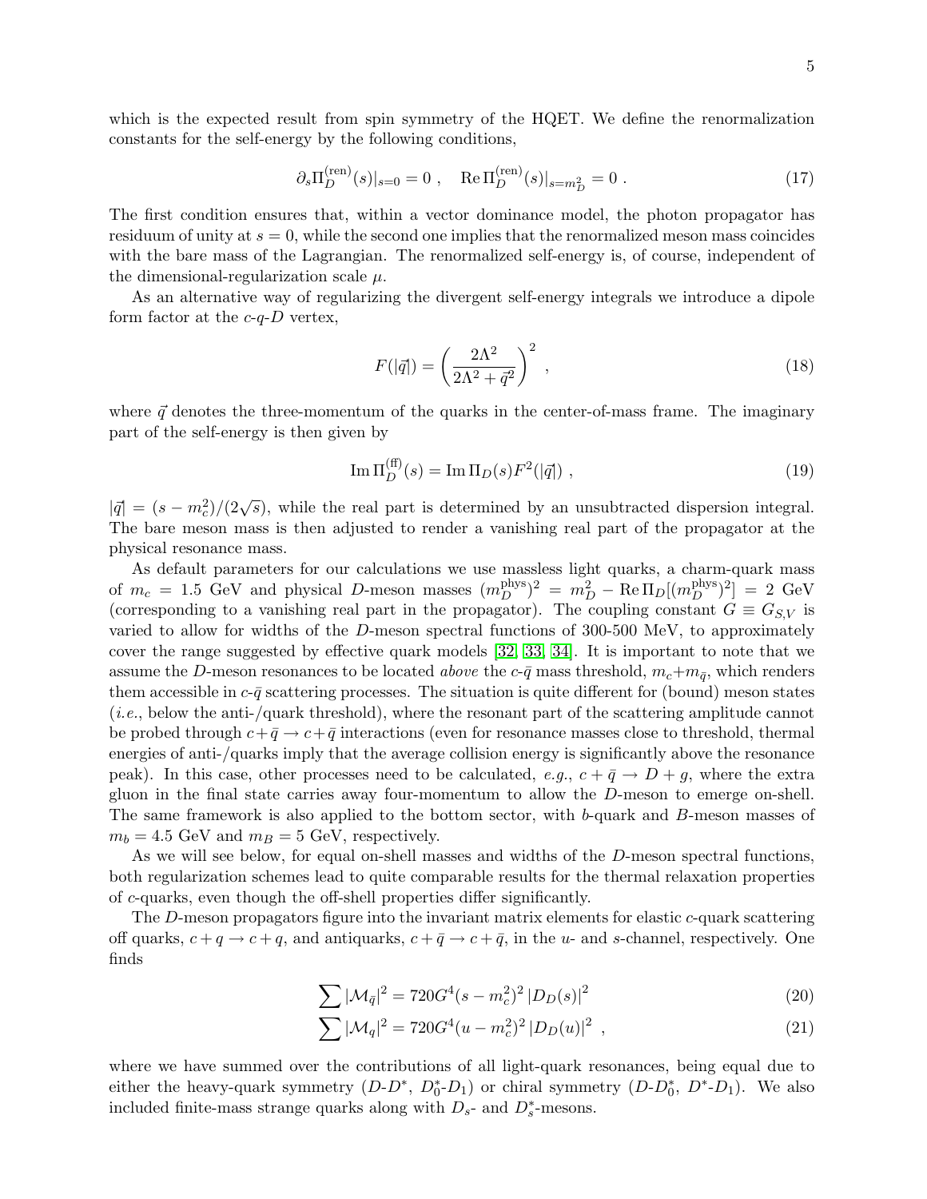which is the expected result from spin symmetry of the HQET. We define the renormalization constants for the self-energy by the following conditions,

$$\partial_s \Pi_D^{(\mathrm{ren})}(s)|_{s=0} = 0 \ , \quad \mathrm{Re}\,\Pi_D^{(\mathrm{ren})}(s)|_{s=m_D^2} = 0 \ . \tag{17}$$

The first condition ensures that, within a vector dominance model, the photon propagator has residuum of unity at $s = 0$, while the second one implies that the renormalized meson mass coincides with the bare mass of the Lagrangian. The renormalized self-energy is, of course, independent of the dimensional-regularization scale $\mu$.

As an alternative way of regularizing the divergent self-energy integrals we introduce a dipole form factor at the $c$-$q$-$D$ vertex,

$$F(|\vec{q}|) = \left(\frac{2\Lambda^2}{2\Lambda^2 + \vec{q}^2}\right)^2 \ , \tag{18}$$

where $\vec{q}$ denotes the three-momentum of the quarks in the center-of-mass frame. The imaginary part of the self-energy is then given by

$$\mathrm{Im}\,\Pi_D^{(\mathrm{ff})}(s) = \mathrm{Im}\,\Pi_D(s) F^2(|\vec{q}|) \ , \tag{19}$$

$|\vec{q}| = (s - m_c^2)/(2\sqrt{s})$, while the real part is determined by an unsubtracted dispersion integral. The bare meson mass is then adjusted to render a vanishing real part of the propagator at the physical resonance mass.

As default parameters for our calculations we use massless light quarks, a charm-quark mass of $m_c = 1.5$ GeV and physical $D$-meson masses $(m_D^{\mathrm{phys}})^2 = m_D^2 - \mathrm{Re}\,\Pi_D[(m_D^{\mathrm{phys}})^2] = 2$ GeV (corresponding to a vanishing real part in the propagator). The coupling constant $G \equiv G_{S,V}$ is varied to allow for widths of the $D$-meson spectral functions of 300-500 MeV, to approximately cover the range suggested by effective quark models [32, 33, 34]. It is important to note that we assume the $D$-meson resonances to be located *above* the $c$-$\bar{q}$ mass threshold, $m_c + m_{\bar{q}}$, which renders them accessible in $c$-$\bar{q}$ scattering processes. The situation is quite different for (bound) meson states (*i.e.*, below the anti-/quark threshold), where the resonant part of the scattering amplitude cannot be probed through $c + \bar{q} \to c + \bar{q}$ interactions (even for resonance masses close to threshold, thermal energies of anti-/quarks imply that the average collision energy is significantly above the resonance peak). In this case, other processes need to be calculated, *e.g.*, $c + \bar{q} \to D + g$, where the extra gluon in the final state carries away four-momentum to allow the $D$-meson to emerge on-shell. The same framework is also applied to the bottom sector, with $b$-quark and $B$-meson masses of $m_b = 4.5$ GeV and $m_B = 5$ GeV, respectively.

As we will see below, for equal on-shell masses and widths of the $D$-meson spectral functions, both regularization schemes lead to quite comparable results for the thermal relaxation properties of $c$-quarks, even though the off-shell properties differ significantly.

The $D$-meson propagators figure into the invariant matrix elements for elastic $c$-quark scattering off quarks, $c + q \to c + q$, and antiquarks, $c + \bar{q} \to c + \bar{q}$, in the $u$- and $s$-channel, respectively. One finds

$$\sum |\mathcal{M}_{\bar{q}}|^2 = 720 G^4 (s - m_c^2)^2 \, |D_D(s)|^2 \tag{20}$$

$$\sum |\mathcal{M}_q|^2 = 720 G^4 (u - m_c^2)^2 \, |D_D(u)|^2 \ , \tag{21}$$

where we have summed over the contributions of all light-quark resonances, being equal due to either the heavy-quark symmetry ($D$-$D^*$, $D_0^*$-$D_1$) or chiral symmetry ($D$-$D_0^*$, $D^*$-$D_1$). We also included finite-mass strange quarks along with $D_s$- and $D_s^*$-mesons.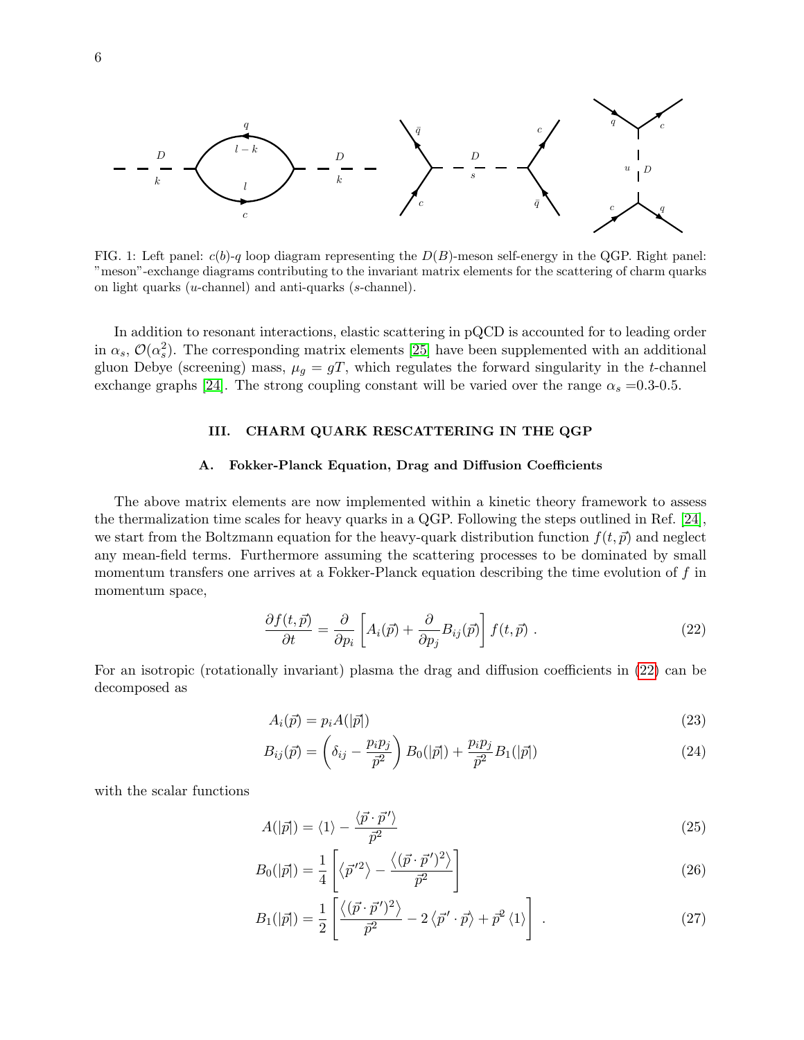FIG. 1: Left panel: $c(b)$-$q$ loop diagram representing the $D(B)$-meson self-energy in the QGP. Right panel: "meson"-exchange diagrams contributing to the invariant matrix elements for the scattering of charm quarks on light quarks ($u$-channel) and anti-quarks ($s$-channel).

In addition to resonant interactions, elastic scattering in pQCD is accounted for to leading order in $\alpha_s$, $\mathcal{O}(\alpha_s^2)$. The corresponding matrix elements [25] have been supplemented with an additional gluon Debye (screening) mass, $\mu_g = gT$, which regulates the forward singularity in the $t$-channel exchange graphs [24]. The strong coupling constant will be varied over the range $\alpha_s$ =0.3-0.5.

## III. CHARM QUARK RESCATTERING IN THE QGP

### A. Fokker-Planck Equation, Drag and Diffusion Coefficients

The above matrix elements are now implemented within a kinetic theory framework to assess the thermalization time scales for heavy quarks in a QGP. Following the steps outlined in Ref. [24], we start from the Boltzmann equation for the heavy-quark distribution function $f(t,\vec{p})$ and neglect any mean-field terms. Furthermore assuming the scattering processes to be dominated by small momentum transfers one arrives at a Fokker-Planck equation describing the time evolution of $f$ in momentum space,

$$\frac{\partial f(t,\vec{p})}{\partial t} = \frac{\partial}{\partial p_i}\left[A_i(\vec{p}) + \frac{\partial}{\partial p_j}B_{ij}(\vec{p})\right] f(t,\vec{p}) \; . \tag{22}$$

For an isotropic (rotationally invariant) plasma the drag and diffusion coefficients in (22) can be decomposed as

$$A_i(\vec{p}) = p_i A(|\vec{p}|) \tag{23}$$

$$B_{ij}(\vec{p}) = \left(\delta_{ij} - \frac{p_i p_j}{\vec{p}^2}\right) B_0(|\vec{p}|) + \frac{p_i p_j}{\vec{p}^2} B_1(|\vec{p}|) \tag{24}$$

with the scalar functions

$$A(|\vec{p}|) = \langle 1 \rangle - \frac{\langle \vec{p}\cdot\vec{p}\,' \rangle}{\vec{p}^2} \tag{25}$$

$$B_0(|\vec{p}|) = \frac{1}{4}\left[\left\langle \vec{p}\,'^2 \right\rangle - \frac{\left\langle (\vec{p}\cdot\vec{p}\,')^2 \right\rangle}{\vec{p}^2}\right] \tag{26}$$

$$B_1(|\vec{p}|) = \frac{1}{2}\left[\frac{\left\langle (\vec{p}\cdot\vec{p}\,')^2 \right\rangle}{\vec{p}^2} - 2\left\langle \vec{p}\,'\cdot\vec{p} \right\rangle + \vec{p}^2 \langle 1 \rangle\right] \; . \tag{27}$$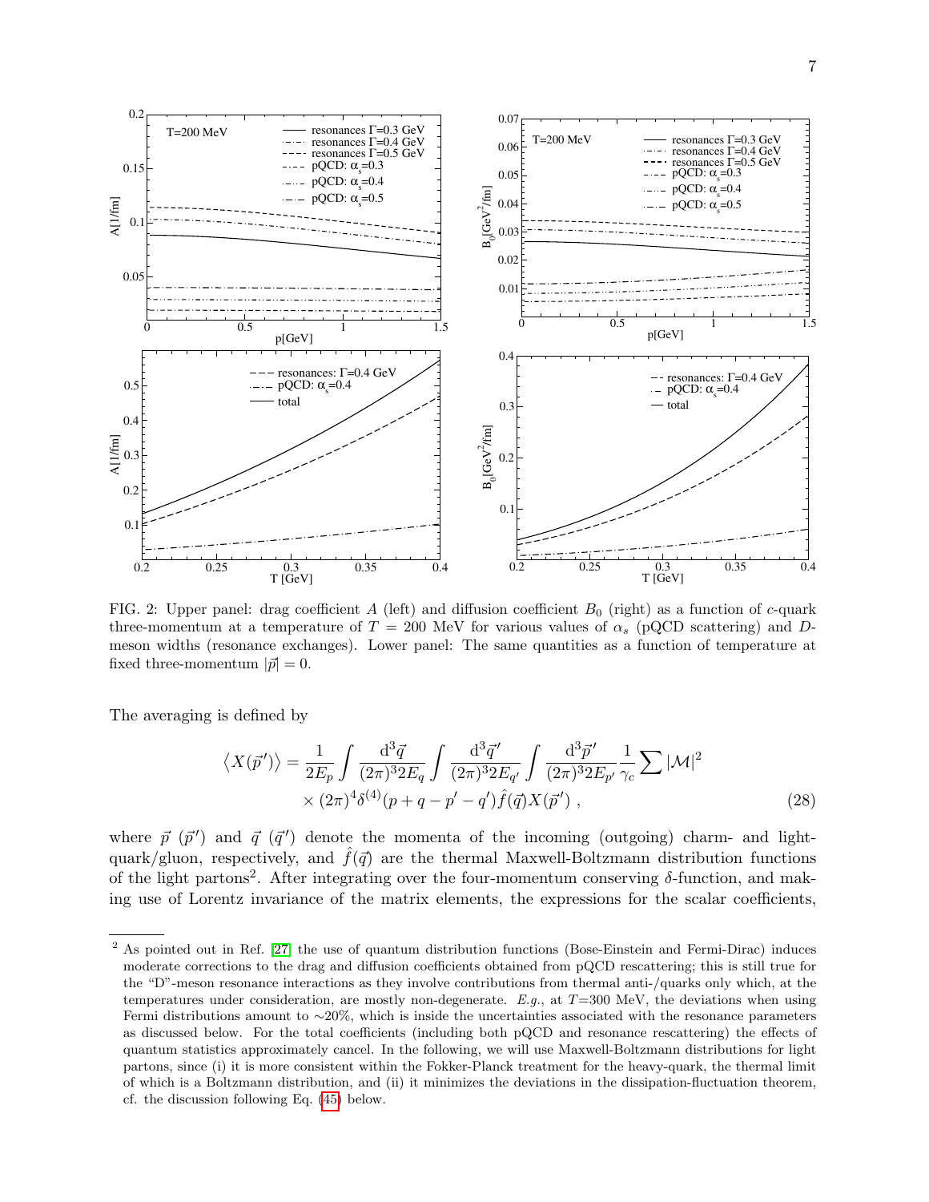FIG. 2: Upper panel: drag coefficient $A$ (left) and diffusion coefficient $B_0$ (right) as a function of $c$-quark three-momentum at a temperature of $T = 200$ MeV for various values of $\alpha_s$ (pQCD scattering) and $D$-meson widths (resonance exchanges). Lower panel: The same quantities as a function of temperature at fixed three-momentum $|\vec{p}| = 0$.

The averaging is defined by

$$\left\langle X(\vec{p}\,')\right\rangle = \frac{1}{2E_p}\int \frac{\mathrm{d}^3\vec{q}}{(2\pi)^3 2E_q}\int \frac{\mathrm{d}^3\vec{q}\,'}{(2\pi)^3 2E_{q'}}\int \frac{\mathrm{d}^3\vec{p}\,'}{(2\pi)^3 2E_{p'}}\frac{1}{\gamma_c}\sum |\mathcal{M}|^2 \times (2\pi)^4\delta^{(4)}(p+q-p'-q')\hat{f}(\vec{q})X(\vec{p}\,') \;, \tag{28}$$

where $\vec{p}$ ($\vec{p}\,'$) and $\vec{q}$ ($\vec{q}\,'$) denote the momenta of the incoming (outgoing) charm- and light-quark/gluon, respectively, and $\hat{f}(\vec{q})$ are the thermal Maxwell-Boltzmann distribution functions of the light partons[2]. After integrating over the four-momentum conserving $\delta$-function, and making use of Lorentz invariance of the matrix elements, the expressions for the scalar coefficients,

[2] As pointed out in Ref. [27] the use of quantum distribution functions (Bose-Einstein and Fermi-Dirac) induces moderate corrections to the drag and diffusion coefficients obtained from pQCD rescattering; this is still true for the "D"-meson resonance interactions as they involve contributions from thermal anti-/quarks only which, at the temperatures under consideration, are mostly non-degenerate. *E.g.*, at $T$=300 MeV, the deviations when using Fermi distributions amount to ∼20%, which is inside the uncertainties associated with the resonance parameters as discussed below. For the total coefficients (including both pQCD and resonance rescattering) the effects of quantum statistics approximately cancel. In the following, we will use Maxwell-Boltzmann distributions for light partons, since (i) it is more consistent within the Fokker-Planck treatment for the heavy-quark, the thermal limit of which is a Boltzmann distribution, and (ii) it minimizes the deviations in the dissipation-fluctuation theorem, cf. the discussion following Eq. (45) below.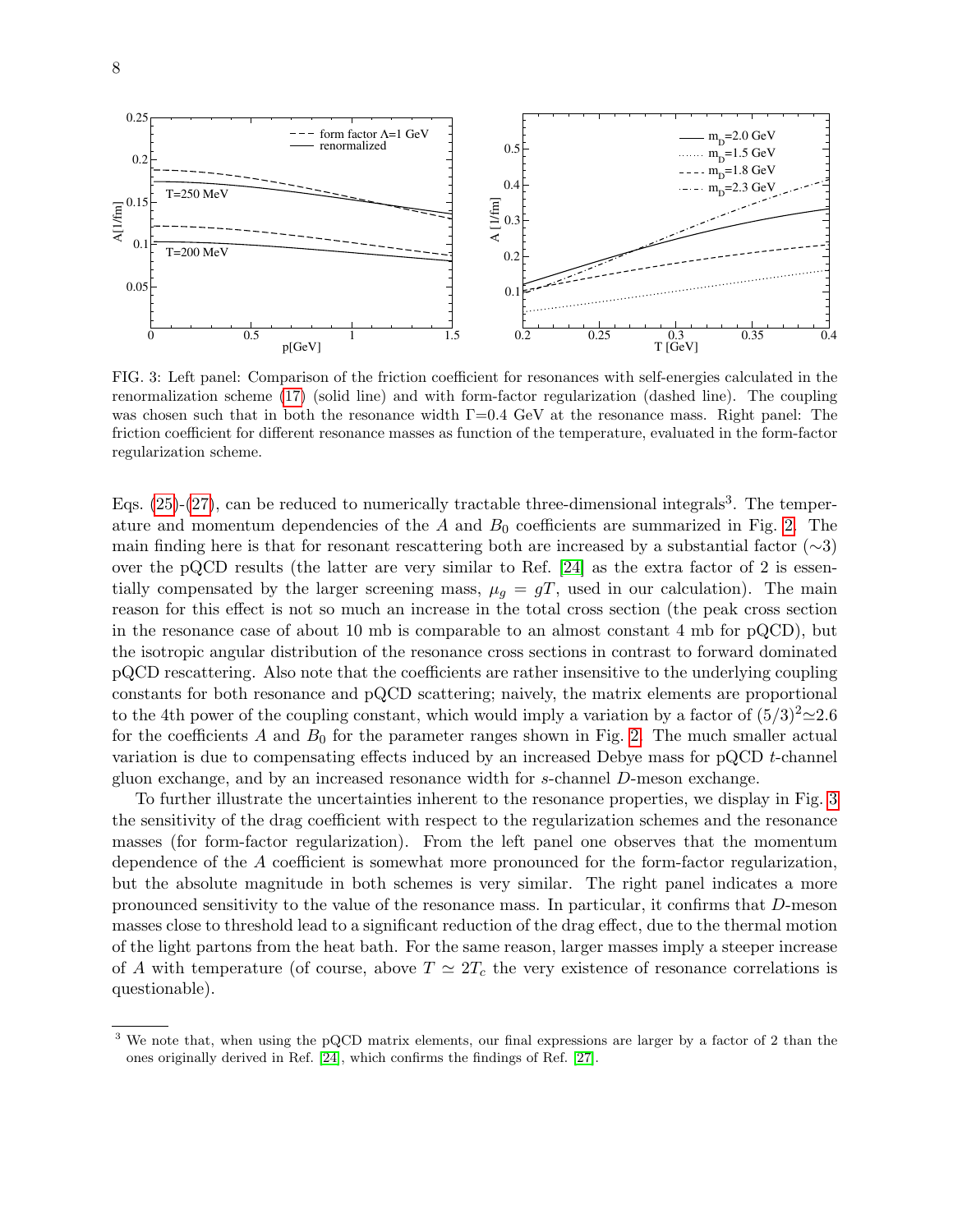FIG. 3: Left panel: Comparison of the friction coefficient for resonances with self-energies calculated in the renormalization scheme (17) (solid line) and with form-factor regularization (dashed line). The coupling was chosen such that in both the resonance width Γ=0.4 GeV at the resonance mass. Right panel: The friction coefficient for different resonance masses as function of the temperature, evaluated in the form-factor regularization scheme.

Eqs. (25)-(27), can be reduced to numerically tractable three-dimensional integrals[3]. The temperature and momentum dependencies of the $A$ and $B_0$ coefficients are summarized in Fig. 2. The main finding here is that for resonant rescattering both are increased by a substantial factor (∼3) over the pQCD results (the latter are very similar to Ref. [24] as the extra factor of 2 is essentially compensated by the larger screening mass, $\mu_g = gT$, used in our calculation). The main reason for this effect is not so much an increase in the total cross section (the peak cross section in the resonance case of about 10 mb is comparable to an almost constant 4 mb for pQCD), but the isotropic angular distribution of the resonance cross sections in contrast to forward dominated pQCD rescattering. Also note that the coefficients are rather insensitive to the underlying coupling constants for both resonance and pQCD scattering; naively, the matrix elements are proportional to the 4th power of the coupling constant, which would imply a variation by a factor of $(5/3)^2 \simeq 2.6$ for the coefficients $A$ and $B_0$ for the parameter ranges shown in Fig. 2. The much smaller actual variation is due to compensating effects induced by an increased Debye mass for pQCD $t$-channel gluon exchange, and by an increased resonance width for $s$-channel $D$-meson exchange.

To further illustrate the uncertainties inherent to the resonance properties, we display in Fig. 3 the sensitivity of the drag coefficient with respect to the regularization schemes and the resonance masses (for form-factor regularization). From the left panel one observes that the momentum dependence of the $A$ coefficient is somewhat more pronounced for the form-factor regularization, but the absolute magnitude in both schemes is very similar. The right panel indicates a more pronounced sensitivity to the value of the resonance mass. In particular, it confirms that $D$-meson masses close to threshold lead to a significant reduction of the drag effect, due to the thermal motion of the light partons from the heat bath. For the same reason, larger masses imply a steeper increase of $A$ with temperature (of course, above $T \simeq 2T_c$ the very existence of resonance correlations is questionable).

---

[3] We note that, when using the pQCD matrix elements, our final expressions are larger by a factor of 2 than the ones originally derived in Ref. [24], which confirms the findings of Ref. [27].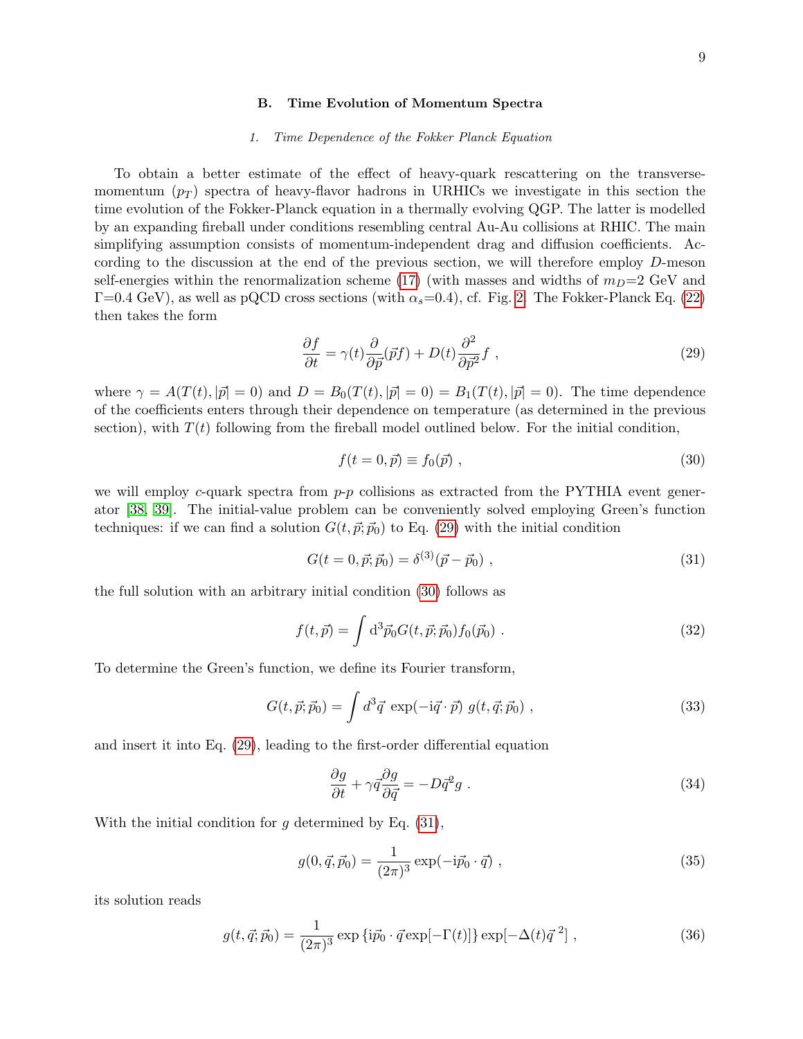### B. Time Evolution of Momentum Spectra

#### 1. Time Dependence of the Fokker Planck Equation

To obtain a better estimate of the effect of heavy-quark rescattering on the transverse-momentum ($p_T$) spectra of heavy-flavor hadrons in URHICs we investigate in this section the time evolution of the Fokker-Planck equation in a thermally evolving QGP. The latter is modelled by an expanding fireball under conditions resembling central Au-Au collisions at RHIC. The main simplifying assumption consists of momentum-independent drag and diffusion coefficients. According to the discussion at the end of the previous section, we will therefore employ $D$-meson self-energies within the renormalization scheme (17) (with masses and widths of $m_D$=2 GeV and $\Gamma$=0.4 GeV), as well as pQCD cross sections (with $\alpha_s$=0.4), cf. Fig. 2. The Fokker-Planck Eq. (22) then takes the form

$$\frac{\partial f}{\partial t} = \gamma(t) \frac{\partial}{\partial \vec{p}}(\vec{p} f) + D(t) \frac{\partial^2}{\partial \vec{p}^2} f \ , \tag{29}$$

where $\gamma = A(T(t), |\vec{p}| = 0)$ and $D = B_0(T(t), |\vec{p}| = 0) = B_1(T(t), |\vec{p}| = 0)$. The time dependence of the coefficients enters through their dependence on temperature (as determined in the previous section), with $T(t)$ following from the fireball model outlined below. For the initial condition,

$$f(t=0, \vec{p}) \equiv f_0(\vec{p}) \ , \tag{30}$$

we will employ $c$-quark spectra from $p$-$p$ collisions as extracted from the PYTHIA event generator [38, 39]. The initial-value problem can be conveniently solved employing Green's function techniques: if we can find a solution $G(t, \vec{p}; \vec{p}_0)$ to Eq. (29) with the initial condition

$$G(t=0, \vec{p}; \vec{p}_0) = \delta^{(3)}(\vec{p} - \vec{p}_0) \ , \tag{31}$$

the full solution with an arbitrary initial condition (30) follows as

$$f(t, \vec{p}) = \int \mathrm{d}^3\vec{p}_0 G(t, \vec{p}; \vec{p}_0) f_0(\vec{p}_0) \ . \tag{32}$$

To determine the Green's function, we define its Fourier transform,

$$G(t, \vec{p}; \vec{p}_0) = \int d^3\vec{q} \ \exp(-\mathrm{i}\vec{q} \cdot \vec{p}) \ g(t, \vec{q}; \vec{p}_0) \ , \tag{33}$$

and insert it into Eq. (29), leading to the first-order differential equation

$$\frac{\partial g}{\partial t} + \gamma \vec{q} \frac{\partial g}{\partial \vec{q}} = -D \vec{q}^2 g \ . \tag{34}$$

With the initial condition for $g$ determined by Eq. (31),

$$g(0, \vec{q}, \vec{p}_0) = \frac{1}{(2\pi)^3} \exp(-\mathrm{i}\vec{p}_0 \cdot \vec{q}) \ , \tag{35}$$

its solution reads

$$g(t, \vec{q}; \vec{p}_0) = \frac{1}{(2\pi)^3} \exp\left\{\mathrm{i}\vec{p}_0 \cdot \vec{q} \exp[-\Gamma(t)]\right\} \exp[-\Delta(t)\vec{q}^{\,2}] \ , \tag{36}$$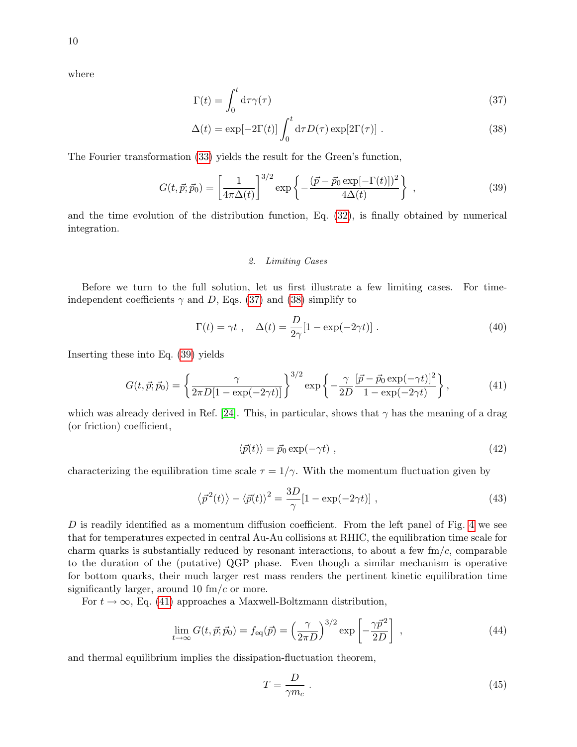where

$$\Gamma(t) = \int_0^t \mathrm{d}\tau \gamma(\tau) \tag{37}$$

$$\Delta(t) = \exp[-2\Gamma(t)] \int_0^t \mathrm{d}\tau D(\tau) \exp[2\Gamma(\tau)] \ . \tag{38}$$

The Fourier transformation (33) yields the result for the Green's function,

$$G(t, \vec{p}; \vec{p}_0) = \left[\frac{1}{4\pi\Delta(t)}\right]^{3/2} \exp\left\{-\frac{(\vec{p} - \vec{p}_0 \exp[-\Gamma(t)])^2}{4\Delta(t)}\right\} \ , \tag{39}$$

and the time evolution of the distribution function, Eq. (32), is finally obtained by numerical integration.

### *2. Limiting Cases*

Before we turn to the full solution, let us first illustrate a few limiting cases. For time-independent coefficients $\gamma$ and $D$, Eqs. (37) and (38) simplify to

$$\Gamma(t) = \gamma t \ , \quad \Delta(t) = \frac{D}{2\gamma}[1 - \exp(-2\gamma t)] \ . \tag{40}$$

Inserting these into Eq. (39) yields

$$G(t, \vec{p}; \vec{p}_0) = \left\{\frac{\gamma}{2\pi D[1 - \exp(-2\gamma t)]}\right\}^{3/2} \exp\left\{-\frac{\gamma}{2D}\frac{[\vec{p} - \vec{p}_0 \exp(-\gamma t)]^2}{1 - \exp(-2\gamma t)}\right\}, \tag{41}$$

which was already derived in Ref. [24]. This, in particular, shows that $\gamma$ has the meaning of a drag (or friction) coefficient,

$$\langle \vec{p}(t) \rangle = \vec{p}_0 \exp(-\gamma t) \ , \tag{42}$$

characterizing the equilibration time scale $\tau = 1/\gamma$. With the momentum fluctuation given by

$$\left\langle \vec{p}^{\,2}(t) \right\rangle - \langle \vec{p}(t) \rangle^2 = \frac{3D}{\gamma}[1 - \exp(-2\gamma t)] \ , \tag{43}$$

$D$ is readily identified as a momentum diffusion coefficient. From the left panel of Fig. 4 we see that for temperatures expected in central Au-Au collisions at RHIC, the equilibration time scale for charm quarks is substantially reduced by resonant interactions, to about a few fm/$c$, comparable to the duration of the (putative) QGP phase. Even though a similar mechanism is operative for bottom quarks, their much larger rest mass renders the pertinent kinetic equilibration time significantly larger, around 10 fm/$c$ or more.

For $t \to \infty$, Eq. (41) approaches a Maxwell-Boltzmann distribution,

$$\lim_{t \to \infty} G(t, \vec{p}; \vec{p}_0) = f_{\mathrm{eq}}(\vec{p}) = \left(\frac{\gamma}{2\pi D}\right)^{3/2} \exp\left[-\frac{\gamma \vec{p}^{\,2}}{2D}\right] \ , \tag{44}$$

and thermal equilibrium implies the dissipation-fluctuation theorem,

$$T = \frac{D}{\gamma m_c} \ . \tag{45}$$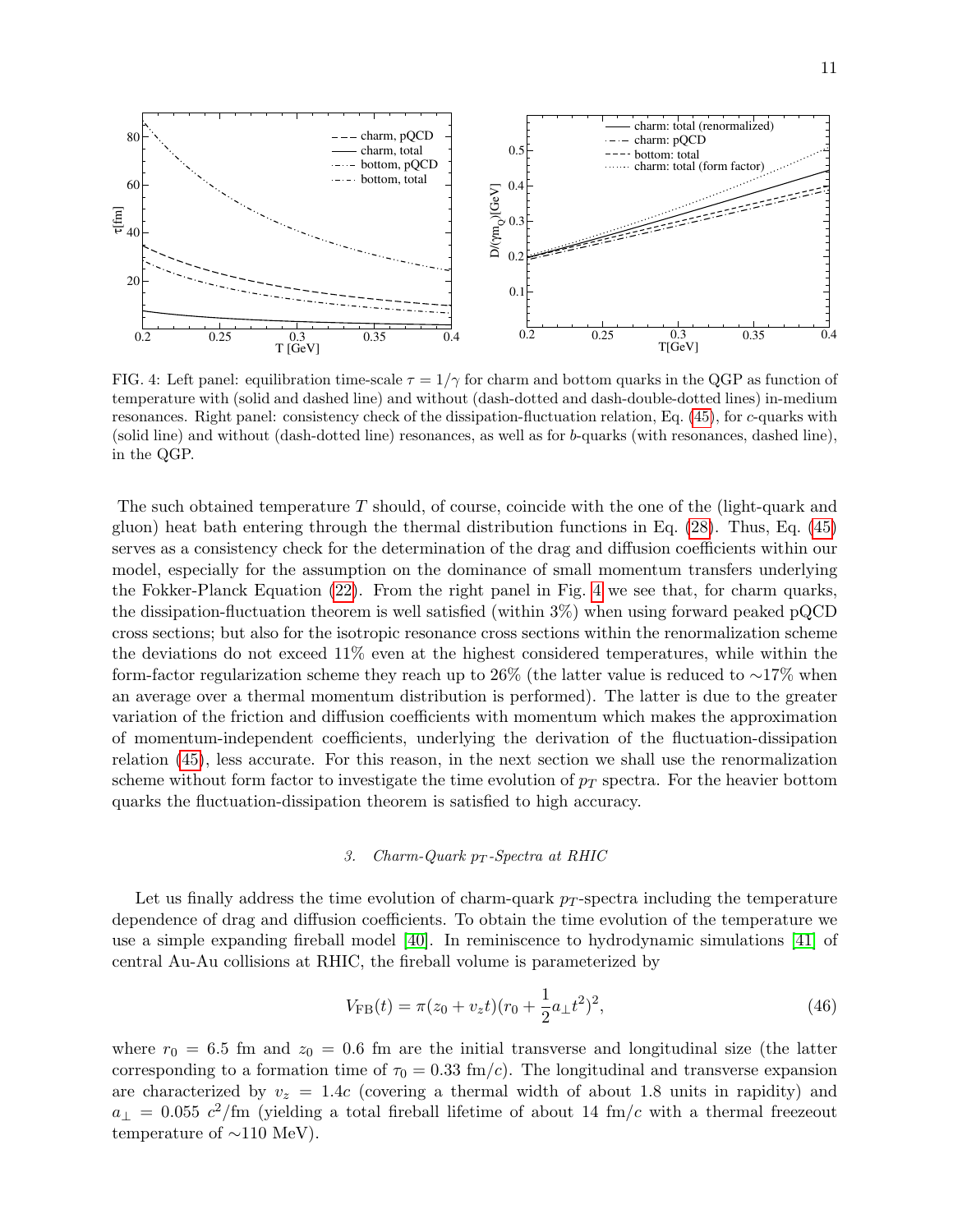FIG. 4: Left panel: equilibration time-scale $\tau = 1/\gamma$ for charm and bottom quarks in the QGP as function of temperature with (solid and dashed line) and without (dash-dotted and dash-double-dotted lines) in-medium resonances. Right panel: consistency check of the dissipation-fluctuation relation, Eq. (45), for $c$-quarks with (solid line) and without (dash-dotted line) resonances, as well as for $b$-quarks (with resonances, dashed line), in the QGP.

The such obtained temperature $T$ should, of course, coincide with the one of the (light-quark and gluon) heat bath entering through the thermal distribution functions in Eq. (28). Thus, Eq. (45) serves as a consistency check for the determination of the drag and diffusion coefficients within our model, especially for the assumption on the dominance of small momentum transfers underlying the Fokker-Planck Equation (22). From the right panel in Fig. 4 we see that, for charm quarks, the dissipation-fluctuation theorem is well satisfied (within 3%) when using forward peaked pQCD cross sections; but also for the isotropic resonance cross sections within the renormalization scheme the deviations do not exceed 11% even at the highest considered temperatures, while within the form-factor regularization scheme they reach up to 26% (the latter value is reduced to ∼17% when an average over a thermal momentum distribution is performed). The latter is due to the greater variation of the friction and diffusion coefficients with momentum which makes the approximation of momentum-independent coefficients, underlying the derivation of the fluctuation-dissipation relation (45), less accurate. For this reason, in the next section we shall use the renormalization scheme without form factor to investigate the time evolution of $p_T$ spectra. For the heavier bottom quarks the fluctuation-dissipation theorem is satisfied to high accuracy.

### *3. Charm-Quark $p_T$-Spectra at RHIC*

Let us finally address the time evolution of charm-quark $p_T$-spectra including the temperature dependence of drag and diffusion coefficients. To obtain the time evolution of the temperature we use a simple expanding fireball model [40]. In reminiscence to hydrodynamic simulations [41] of central Au-Au collisions at RHIC, the fireball volume is parameterized by

$$V_{\rm FB}(t) = \pi(z_0 + v_z t)(r_0 + \frac{1}{2}a_\perp t^2)^2, \tag{46}$$

where $r_0 = 6.5$ fm and $z_0 = 0.6$ fm are the initial transverse and longitudinal size (the latter corresponding to a formation time of $\tau_0 = 0.33$ fm/$c$). The longitudinal and transverse expansion are characterized by $v_z = 1.4c$ (covering a thermal width of about 1.8 units in rapidity) and $a_\perp = 0.055$ $c^2$/fm (yielding a total fireball lifetime of about 14 fm/$c$ with a thermal freezeout temperature of ∼110 MeV).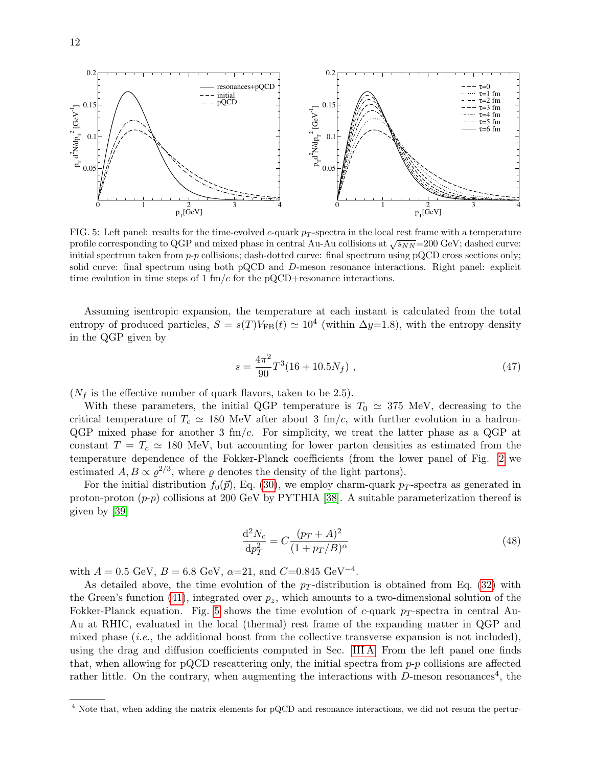FIG. 5: Left panel: results for the time-evolved $c$-quark $p_T$-spectra in the local rest frame with a temperature profile corresponding to QGP and mixed phase in central Au-Au collisions at $\sqrt{s_{NN}}$=200 GeV; dashed curve: initial spectrum taken from $p$-$p$ collisions; dash-dotted curve: final spectrum using pQCD cross sections only; solid curve: final spectrum using both pQCD and $D$-meson resonance interactions. Right panel: explicit time evolution in time steps of 1 fm/$c$ for the pQCD+resonance interactions.

Assuming isentropic expansion, the temperature at each instant is calculated from the total entropy of produced particles, $S = s(T)V_{\rm FB}(t) \simeq 10^4$ (within $\Delta y$=1.8), with the entropy density in the QGP given by

$$s = \frac{4\pi^2}{90} T^3 (16 + 10.5 N_f) \ , \tag{47}$$

($N_f$ is the effective number of quark flavors, taken to be 2.5).

With these parameters, the initial QGP temperature is $T_0 \simeq 375$ MeV, decreasing to the critical temperature of $T_c \simeq 180$ MeV after about 3 fm/$c$, with further evolution in a hadron-QGP mixed phase for another 3 fm/$c$. For simplicity, we treat the latter phase as a QGP at constant $T = T_c \simeq 180$ MeV, but accounting for lower parton densities as estimated from the temperature dependence of the Fokker-Planck coefficients (from the lower panel of Fig. 2 we estimated $A, B \propto \varrho^{2/3}$, where $\varrho$ denotes the density of the light partons).

For the initial distribution $f_0(\vec{p})$, Eq. (30), we employ charm-quark $p_T$-spectra as generated in proton-proton ($p$-$p$) collisions at 200 GeV by PYTHIA [38]. A suitable parameterization thereof is given by [39]

$$\frac{\mathrm{d}^2 N_c}{\mathrm{d}p_T^2} = C \frac{(p_T + A)^2}{(1 + p_T/B)^\alpha} \tag{48}$$

with $A = 0.5$ GeV, $B = 6.8$ GeV, $\alpha$=21, and $C$=0.845 GeV$^{-4}$.

As detailed above, the time evolution of the $p_T$-distribution is obtained from Eq. (32) with the Green's function (41), integrated over $p_z$, which amounts to a two-dimensional solution of the Fokker-Planck equation. Fig. 5 shows the time evolution of $c$-quark $p_T$-spectra in central Au-Au at RHIC, evaluated in the local (thermal) rest frame of the expanding matter in QGP and mixed phase (*i.e.*, the additional boost from the collective transverse expansion is not included), using the drag and diffusion coefficients computed in Sec. III A. From the left panel one finds that, when allowing for pQCD rescattering only, the initial spectra from $p$-$p$ collisions are affected rather little. On the contrary, when augmenting the interactions with $D$-meson resonances[4], the

[4] Note that, when adding the matrix elements for pQCD and resonance interactions, we did not resum the pertur-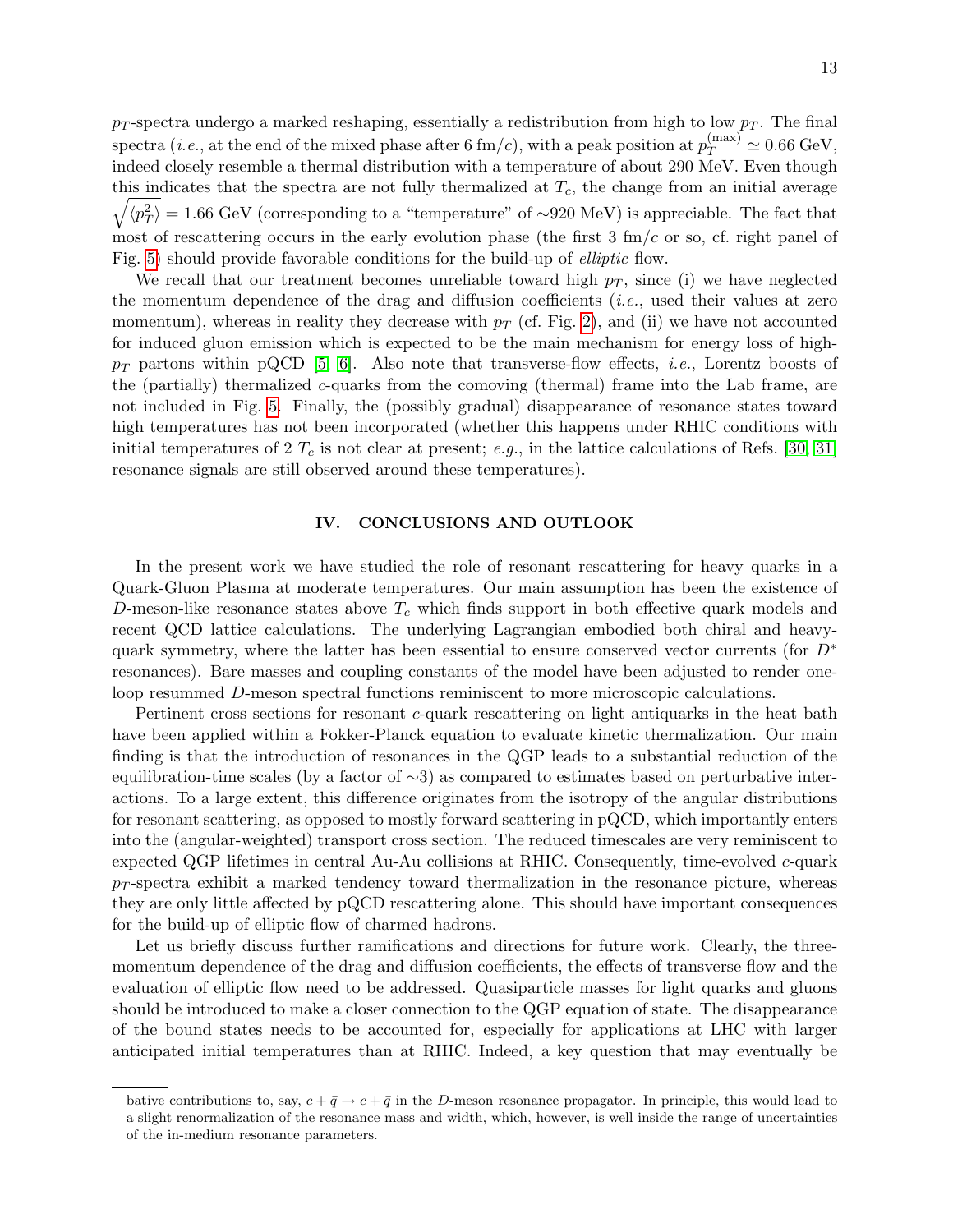$p_T$-spectra undergo a marked reshaping, essentially a redistribution from high to low $p_T$. The final spectra (*i.e.*, at the end of the mixed phase after 6 fm/$c$), with a peak position at $p_T^{(\max)} \simeq 0.66$ GeV, indeed closely resemble a thermal distribution with a temperature of about 290 MeV. Even though this indicates that the spectra are not fully thermalized at $T_c$, the change from an initial average $\sqrt{\langle p_T^2 \rangle} = 1.66$ GeV (corresponding to a "temperature" of ∼920 MeV) is appreciable. The fact that most of rescattering occurs in the early evolution phase (the first 3 fm/$c$ or so, cf. right panel of Fig. 5) should provide favorable conditions for the build-up of *elliptic* flow.

We recall that our treatment becomes unreliable toward high $p_T$, since (i) we have neglected the momentum dependence of the drag and diffusion coefficients (*i.e.*, used their values at zero momentum), whereas in reality they decrease with $p_T$ (cf. Fig. 2), and (ii) we have not accounted for induced gluon emission which is expected to be the main mechanism for energy loss of high-$p_T$ partons within pQCD [5, 6]. Also note that transverse-flow effects, *i.e.*, Lorentz boosts of the (partially) thermalized $c$-quarks from the comoving (thermal) frame into the Lab frame, are not included in Fig. 5. Finally, the (possibly gradual) disappearance of resonance states toward high temperatures has not been incorporated (whether this happens under RHIC conditions with initial temperatures of 2 $T_c$ is not clear at present; *e.g.*, in the lattice calculations of Refs. [30, 31] resonance signals are still observed around these temperatures).

## IV. CONCLUSIONS AND OUTLOOK

In the present work we have studied the role of resonant rescattering for heavy quarks in a Quark-Gluon Plasma at moderate temperatures. Our main assumption has been the existence of $D$-meson-like resonance states above $T_c$ which finds support in both effective quark models and recent QCD lattice calculations. The underlying Lagrangian embodied both chiral and heavy-quark symmetry, where the latter has been essential to ensure conserved vector currents (for $D^*$ resonances). Bare masses and coupling constants of the model have been adjusted to render one-loop resummed $D$-meson spectral functions reminiscent to more microscopic calculations.

Pertinent cross sections for resonant $c$-quark rescattering on light antiquarks in the heat bath have been applied within a Fokker-Planck equation to evaluate kinetic thermalization. Our main finding is that the introduction of resonances in the QGP leads to a substantial reduction of the equilibration-time scales (by a factor of ∼3) as compared to estimates based on perturbative interactions. To a large extent, this difference originates from the isotropy of the angular distributions for resonant scattering, as opposed to mostly forward scattering in pQCD, which importantly enters into the (angular-weighted) transport cross section. The reduced timescales are very reminiscent to expected QGP lifetimes in central Au-Au collisions at RHIC. Consequently, time-evolved $c$-quark $p_T$-spectra exhibit a marked tendency toward thermalization in the resonance picture, whereas they are only little affected by pQCD rescattering alone. This should have important consequences for the build-up of elliptic flow of charmed hadrons.

Let us briefly discuss further ramifications and directions for future work. Clearly, the three-momentum dependence of the drag and diffusion coefficients, the effects of transverse flow and the evaluation of elliptic flow need to be addressed. Quasiparticle masses for light quarks and gluons should be introduced to make a closer connection to the QGP equation of state. The disappearance of the bound states needs to be accounted for, especially for applications at LHC with larger anticipated initial temperatures than at RHIC. Indeed, a key question that may eventually be

---

bative contributions to, say, $c + \bar{q} \to c + \bar{q}$ in the $D$-meson resonance propagator. In principle, this would lead to a slight renormalization of the resonance mass and width, which, however, is well inside the range of uncertainties of the in-medium resonance parameters.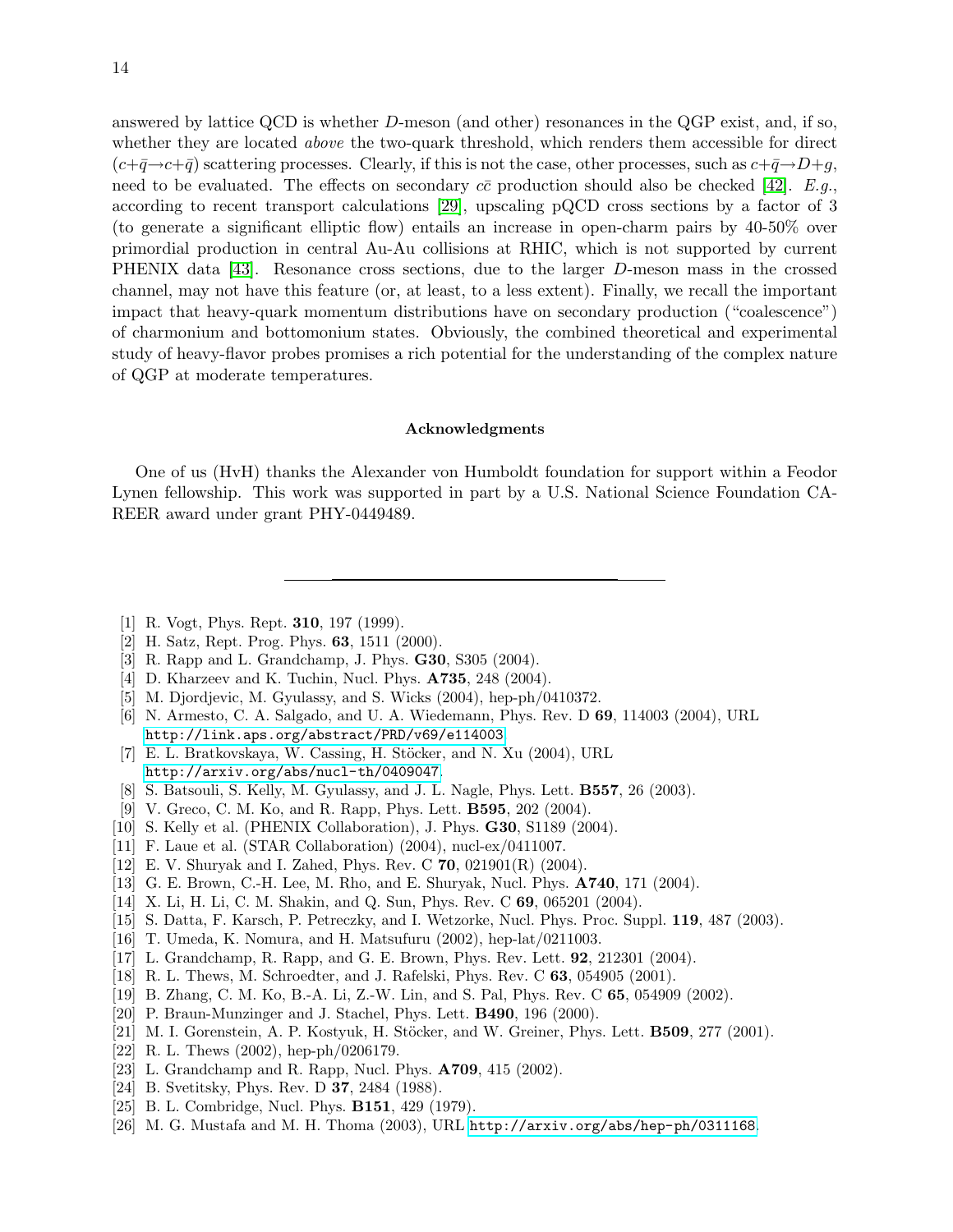answered by lattice QCD is whether $D$-meson (and other) resonances in the QGP exist, and, if so, whether they are located *above* the two-quark threshold, which renders them accessible for direct ($c+\bar{q}\to c+\bar{q}$) scattering processes. Clearly, if this is not the case, other processes, such as $c+\bar{q}\to D+g$, need to be evaluated. The effects on secondary $c\bar{c}$ production should also be checked [42]. *E.g.*, according to recent transport calculations [29], upscaling pQCD cross sections by a factor of 3 (to generate a significant elliptic flow) entails an increase in open-charm pairs by 40-50% over primordial production in central Au-Au collisions at RHIC, which is not supported by current PHENIX data [43]. Resonance cross sections, due to the larger $D$-meson mass in the crossed channel, may not have this feature (or, at least, to a less extent). Finally, we recall the important impact that heavy-quark momentum distributions have on secondary production ("coalescence") of charmonium and bottomonium states. Obviously, the combined theoretical and experimental study of heavy-flavor probes promises a rich potential for the understanding of the complex nature of QGP at moderate temperatures.

## Acknowledgments

One of us (HvH) thanks the Alexander von Humboldt foundation for support within a Feodor Lynen fellowship. This work was supported in part by a U.S. National Science Foundation CAREER award under grant PHY-0449489.

---

[1] R. Vogt, Phys. Rept. **310**, 197 (1999).
[2] H. Satz, Rept. Prog. Phys. **63**, 1511 (2000).
[3] R. Rapp and L. Grandchamp, J. Phys. **G30**, S305 (2004).
[4] D. Kharzeev and K. Tuchin, Nucl. Phys. **A735**, 248 (2004).
[5] M. Djordjevic, M. Gyulassy, and S. Wicks (2004), hep-ph/0410372.
[6] N. Armesto, C. A. Salgado, and U. A. Wiedemann, Phys. Rev. D **69**, 114003 (2004), URL http://link.aps.org/abstract/PRD/v69/e114003.
[7] E. L. Bratkovskaya, W. Cassing, H. Stöcker, and N. Xu (2004), URL http://arxiv.org/abs/nucl-th/0409047.
[8] S. Batsouli, S. Kelly, M. Gyulassy, and J. L. Nagle, Phys. Lett. **B557**, 26 (2003).
[9] V. Greco, C. M. Ko, and R. Rapp, Phys. Lett. **B595**, 202 (2004).
[10] S. Kelly et al. (PHENIX Collaboration), J. Phys. **G30**, S1189 (2004).
[11] F. Laue et al. (STAR Collaboration) (2004), nucl-ex/0411007.
[12] E. V. Shuryak and I. Zahed, Phys. Rev. C **70**, 021901(R) (2004).
[13] G. E. Brown, C.-H. Lee, M. Rho, and E. Shuryak, Nucl. Phys. **A740**, 171 (2004).
[14] X. Li, H. Li, C. M. Shakin, and Q. Sun, Phys. Rev. C **69**, 065201 (2004).
[15] S. Datta, F. Karsch, P. Petreczky, and I. Wetzorke, Nucl. Phys. Proc. Suppl. **119**, 487 (2003).
[16] T. Umeda, K. Nomura, and H. Matsufuru (2002), hep-lat/0211003.
[17] L. Grandchamp, R. Rapp, and G. E. Brown, Phys. Rev. Lett. **92**, 212301 (2004).
[18] R. L. Thews, M. Schroedter, and J. Rafelski, Phys. Rev. C **63**, 054905 (2001).
[19] B. Zhang, C. M. Ko, B.-A. Li, Z.-W. Lin, and S. Pal, Phys. Rev. C **65**, 054909 (2002).
[20] P. Braun-Munzinger and J. Stachel, Phys. Lett. **B490**, 196 (2000).
[21] M. I. Gorenstein, A. P. Kostyuk, H. Stöcker, and W. Greiner, Phys. Lett. **B509**, 277 (2001).
[22] R. L. Thews (2002), hep-ph/0206179.
[23] L. Grandchamp and R. Rapp, Nucl. Phys. **A709**, 415 (2002).
[24] B. Svetitsky, Phys. Rev. D **37**, 2484 (1988).
[25] B. L. Combridge, Nucl. Phys. **B151**, 429 (1979).
[26] M. G. Mustafa and M. H. Thoma (2003), URL http://arxiv.org/abs/hep-ph/0311168.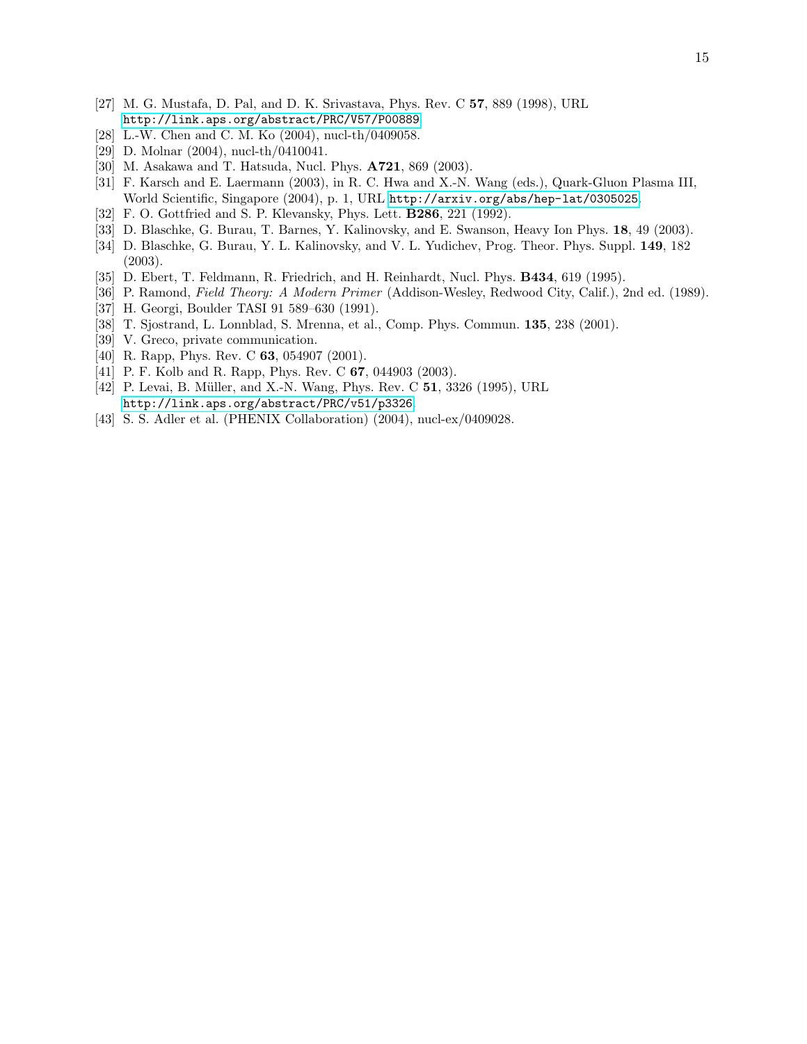[27] M. G. Mustafa, D. Pal, and D. K. Srivastava, Phys. Rev. C **57**, 889 (1998), URL http://link.aps.org/abstract/PRC/V57/P00889.

[28] L.-W. Chen and C. M. Ko (2004), nucl-th/0409058.

[29] D. Molnar (2004), nucl-th/0410041.

[30] M. Asakawa and T. Hatsuda, Nucl. Phys. **A721**, 869 (2003).

[31] F. Karsch and E. Laermann (2003), in R. C. Hwa and X.-N. Wang (eds.), Quark-Gluon Plasma III, World Scientific, Singapore (2004), p. 1, URL http://arxiv.org/abs/hep-lat/0305025.

[32] F. O. Gottfried and S. P. Klevansky, Phys. Lett. **B286**, 221 (1992).

[33] D. Blaschke, G. Burau, T. Barnes, Y. Kalinovsky, and E. Swanson, Heavy Ion Phys. **18**, 49 (2003).

[34] D. Blaschke, G. Burau, Y. L. Kalinovsky, and V. L. Yudichev, Prog. Theor. Phys. Suppl. **149**, 182 (2003).

[35] D. Ebert, T. Feldmann, R. Friedrich, and H. Reinhardt, Nucl. Phys. **B434**, 619 (1995).

[36] P. Ramond, *Field Theory: A Modern Primer* (Addison-Wesley, Redwood City, Calif.), 2nd ed. (1989).

[37] H. Georgi, Boulder TASI 91 589–630 (1991).

[38] T. Sjostrand, L. Lonnblad, S. Mrenna, et al., Comp. Phys. Commun. **135**, 238 (2001).

[39] V. Greco, private communication.

[40] R. Rapp, Phys. Rev. C **63**, 054907 (2001).

[41] P. F. Kolb and R. Rapp, Phys. Rev. C **67**, 044903 (2003).

[42] P. Levai, B. Müller, and X.-N. Wang, Phys. Rev. C **51**, 3326 (1995), URL http://link.aps.org/abstract/PRC/v51/p3326.

[43] S. S. Adler et al. (PHENIX Collaboration) (2004), nucl-ex/0409028.